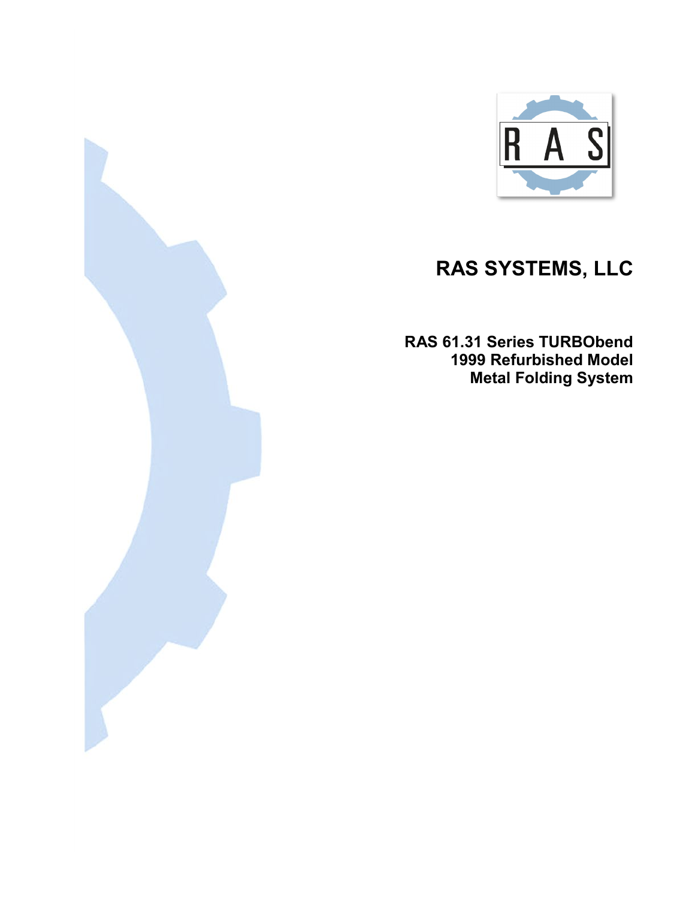# RAS SYSTEMS, LLC

**RAS 61.31 Series TURBObend**
**1999 Refurbished Model**
**Metal Folding System**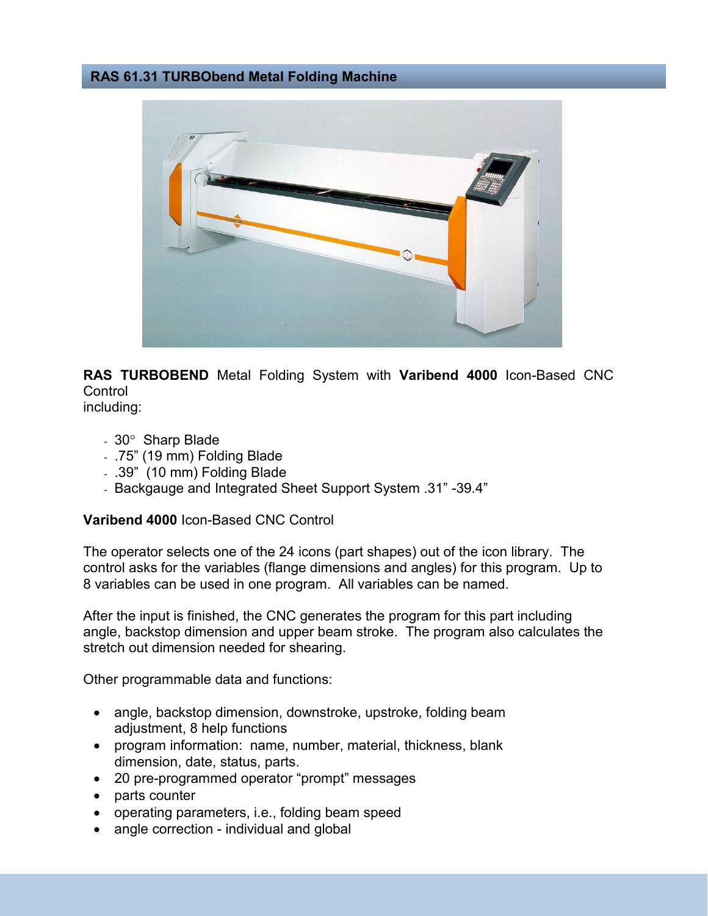## RAS 61.31 TURBObend Metal Folding Machine

**RAS TURBOBEND** Metal Folding System with **Varibend 4000** Icon-Based CNC Control
including:

- 30° Sharp Blade
- .75" (19 mm) Folding Blade
- .39" (10 mm) Folding Blade
- Backgauge and Integrated Sheet Support System .31" -39.4"

**Varibend 4000** Icon-Based CNC Control

The operator selects one of the 24 icons (part shapes) out of the icon library. The control asks for the variables (flange dimensions and angles) for this program. Up to 8 variables can be used in one program. All variables can be named.

After the input is finished, the CNC generates the program for this part including angle, backstop dimension and upper beam stroke. The program also calculates the stretch out dimension needed for shearing.

Other programmable data and functions:

- angle, backstop dimension, downstroke, upstroke, folding beam adjustment, 8 help functions
- program information: name, number, material, thickness, blank dimension, date, status, parts.
- 20 pre-programmed operator "prompt" messages
- parts counter
- operating parameters, i.e., folding beam speed
- angle correction - individual and global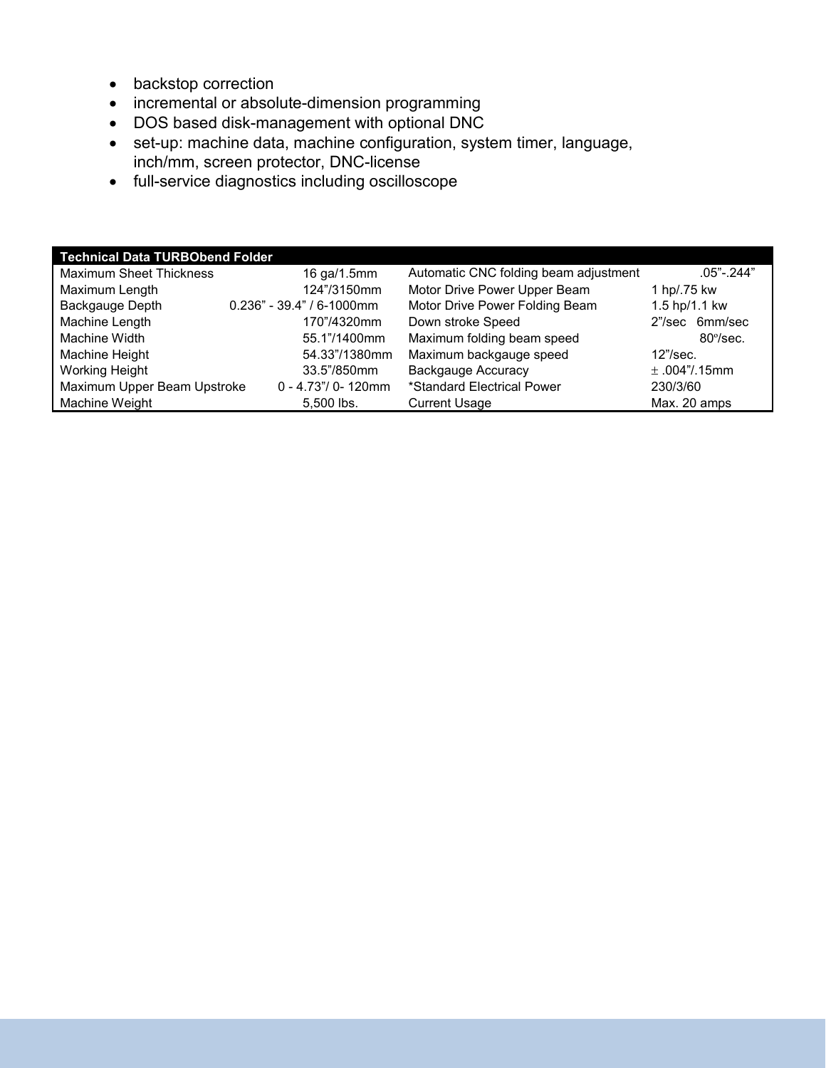- backstop correction
- incremental or absolute-dimension programming
- DOS based disk-management with optional DNC
- set-up: machine data, machine configuration, system timer, language, inch/mm, screen protector, DNC-license
- full-service diagnostics including oscilloscope

| Technical Data TURBObend Folder | | | |
|---|---|---|---|
| Maximum Sheet Thickness | 16 ga/1.5mm | Automatic CNC folding beam adjustment | .05"-.244" |
| Maximum Length | 124"/3150mm | Motor Drive Power Upper Beam | 1 hp/.75 kw |
| Backgauge Depth | 0.236" - 39.4" / 6-1000mm | Motor Drive Power Folding Beam | 1.5 hp/1.1 kw |
| Machine Length | 170"/4320mm | Down stroke Speed | 2"/sec 6mm/sec |
| Machine Width | 55.1"/1400mm | Maximum folding beam speed | 80°/sec. |
| Machine Height | 54.33"/1380mm | Maximum backgauge speed | 12"/sec. |
| Working Height | 33.5"/850mm | Backgauge Accuracy | ± .004"/.15mm |
| Maximum Upper Beam Upstroke | 0 - 4.73"/ 0- 120mm | *Standard Electrical Power | 230/3/60 |
| Machine Weight | 5,500 lbs. | Current Usage | Max. 20 amps |